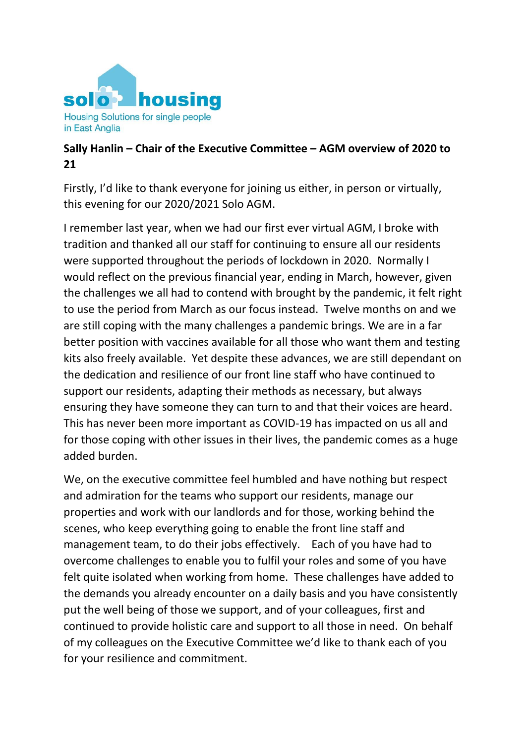solo housing

Housing Solutions for single people in East Anglia

**Sally Hanlin – Chair of the Executive Committee – AGM overview of 2020 to 21**

Firstly, I'd like to thank everyone for joining us either, in person or virtually, this evening for our 2020/2021 Solo AGM.

I remember last year, when we had our first ever virtual AGM, I broke with tradition and thanked all our staff for continuing to ensure all our residents were supported throughout the periods of lockdown in 2020. Normally I would reflect on the previous financial year, ending in March, however, given the challenges we all had to contend with brought by the pandemic, it felt right to use the period from March as our focus instead. Twelve months on and we are still coping with the many challenges a pandemic brings. We are in a far better position with vaccines available for all those who want them and testing kits also freely available. Yet despite these advances, we are still dependant on the dedication and resilience of our front line staff who have continued to support our residents, adapting their methods as necessary, but always ensuring they have someone they can turn to and that their voices are heard. This has never been more important as COVID-19 has impacted on us all and for those coping with other issues in their lives, the pandemic comes as a huge added burden.

We, on the executive committee feel humbled and have nothing but respect and admiration for the teams who support our residents, manage our properties and work with our landlords and for those, working behind the scenes, who keep everything going to enable the front line staff and management team, to do their jobs effectively. Each of you have had to overcome challenges to enable you to fulfil your roles and some of you have felt quite isolated when working from home. These challenges have added to the demands you already encounter on a daily basis and you have consistently put the well being of those we support, and of your colleagues, first and continued to provide holistic care and support to all those in need. On behalf of my colleagues on the Executive Committee we'd like to thank each of you for your resilience and commitment.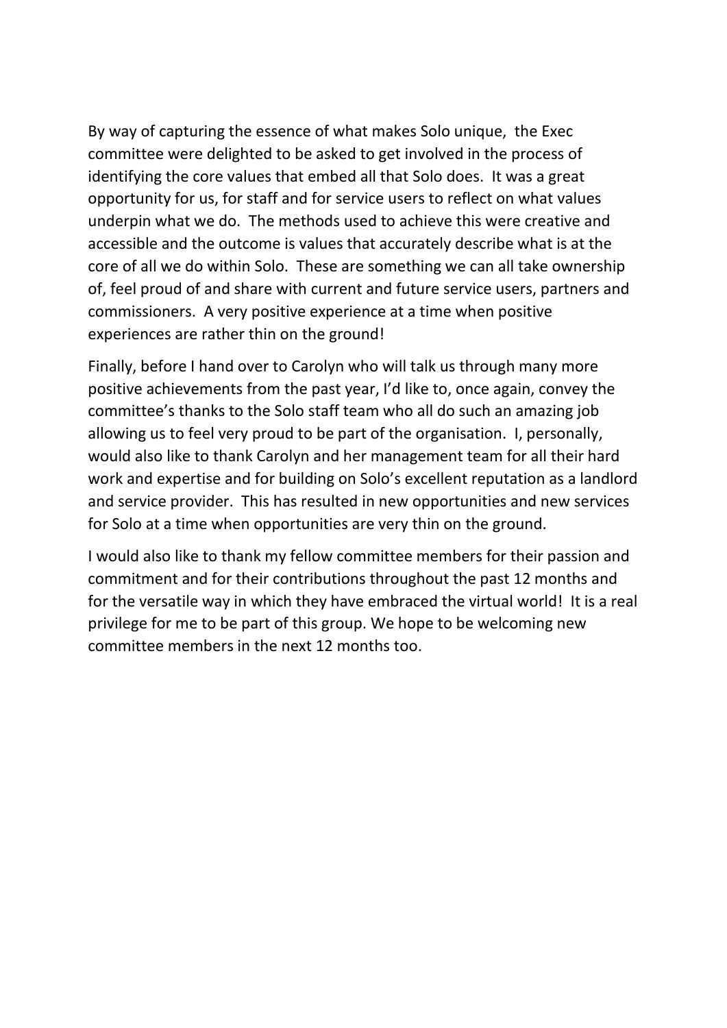By way of capturing the essence of what makes Solo unique, the Exec committee were delighted to be asked to get involved in the process of identifying the core values that embed all that Solo does. It was a great opportunity for us, for staff and for service users to reflect on what values underpin what we do. The methods used to achieve this were creative and accessible and the outcome is values that accurately describe what is at the core of all we do within Solo. These are something we can all take ownership of, feel proud of and share with current and future service users, partners and commissioners. A very positive experience at a time when positive experiences are rather thin on the ground!

Finally, before I hand over to Carolyn who will talk us through many more positive achievements from the past year, I'd like to, once again, convey the committee's thanks to the Solo staff team who all do such an amazing job allowing us to feel very proud to be part of the organisation. I, personally, would also like to thank Carolyn and her management team for all their hard work and expertise and for building on Solo's excellent reputation as a landlord and service provider. This has resulted in new opportunities and new services for Solo at a time when opportunities are very thin on the ground.

I would also like to thank my fellow committee members for their passion and commitment and for their contributions throughout the past 12 months and for the versatile way in which they have embraced the virtual world! It is a real privilege for me to be part of this group. We hope to be welcoming new committee members in the next 12 months too.